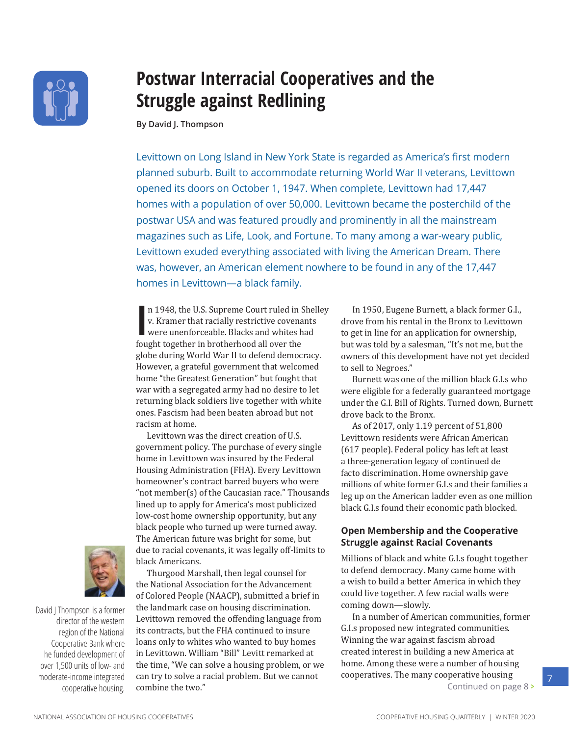# Postwar Interracial Cooperatives and the Struggle against Redlining

**By David J. Thompson**

Levittown on Long Island in New York State is regarded as America's first modern planned suburb. Built to accommodate returning World War II veterans, Levittown opened its doors on October 1, 1947. When complete, Levittown had 17,447 homes with a population of over 50,000. Levittown became the posterchild of the postwar USA and was featured proudly and prominently in all the mainstream magazines such as Life, Look, and Fortune. To many among a war-weary public, Levittown exuded everything associated with living the American Dream. There was, however, an American element nowhere to be found in any of the 17,447 homes in Levittown—a black family.

In 1948, the U.S. Supreme Court ruled in Shelley v. Kramer that racially restrictive covenants were unenforceable. Blacks and whites had fought together in brotherhood all over the globe during World War II to defend democracy. However, a grateful government that welcomed home "the Greatest Generation" but fought that war with a segregated army had no desire to let returning black soldiers live together with white ones. Fascism had been beaten abroad but not racism at home.

Levittown was the direct creation of U.S. government policy. The purchase of every single home in Levittown was insured by the Federal Housing Administration (FHA). Every Levittown homeowner's contract barred buyers who were "not member(s) of the Caucasian race." Thousands lined up to apply for America's most publicized low-cost home ownership opportunity, but any black people who turned up were turned away. The American future was bright for some, but due to racial covenants, it was legally off-limits to black Americans.

Thurgood Marshall, then legal counsel for the National Association for the Advancement of Colored People (NAACP), submitted a brief in the landmark case on housing discrimination. Levittown removed the offending language from its contracts, but the FHA continued to insure loans only to whites who wanted to buy homes in Levittown. William "Bill" Levitt remarked at the time, "We can solve a housing problem, or we can try to solve a racial problem. But we cannot combine the two."

In 1950, Eugene Burnett, a black former G.I., drove from his rental in the Bronx to Levittown to get in line for an application for ownership, but was told by a salesman, "It's not me, but the owners of this development have not yet decided to sell to Negroes."

Burnett was one of the million black G.I.s who were eligible for a federally guaranteed mortgage under the G.I. Bill of Rights. Turned down, Burnett drove back to the Bronx.

As of 2017, only 1.19 percent of 51,800 Levittown residents were African American (617 people). Federal policy has left at least a three-generation legacy of continued de facto discrimination. Home ownership gave millions of white former G.I.s and their families a leg up on the American ladder even as one million black G.I.s found their economic path blocked.

## Open Membership and the Cooperative Struggle against Racial Covenants

Millions of black and white G.I.s fought together to defend democracy. Many came home with a wish to build a better America in which they could live together. A few racial walls were coming down—slowly.

In a number of American communities, former G.I.s proposed new integrated communities. Winning the war against fascism abroad created interest in building a new America at home. Among these were a number of housing cooperatives. The many cooperative housing

Continued on page 8 >

David J Thompson is a former director of the western region of the National Cooperative Bank where he funded development of over 1,500 units of low- and moderate-income integrated cooperative housing.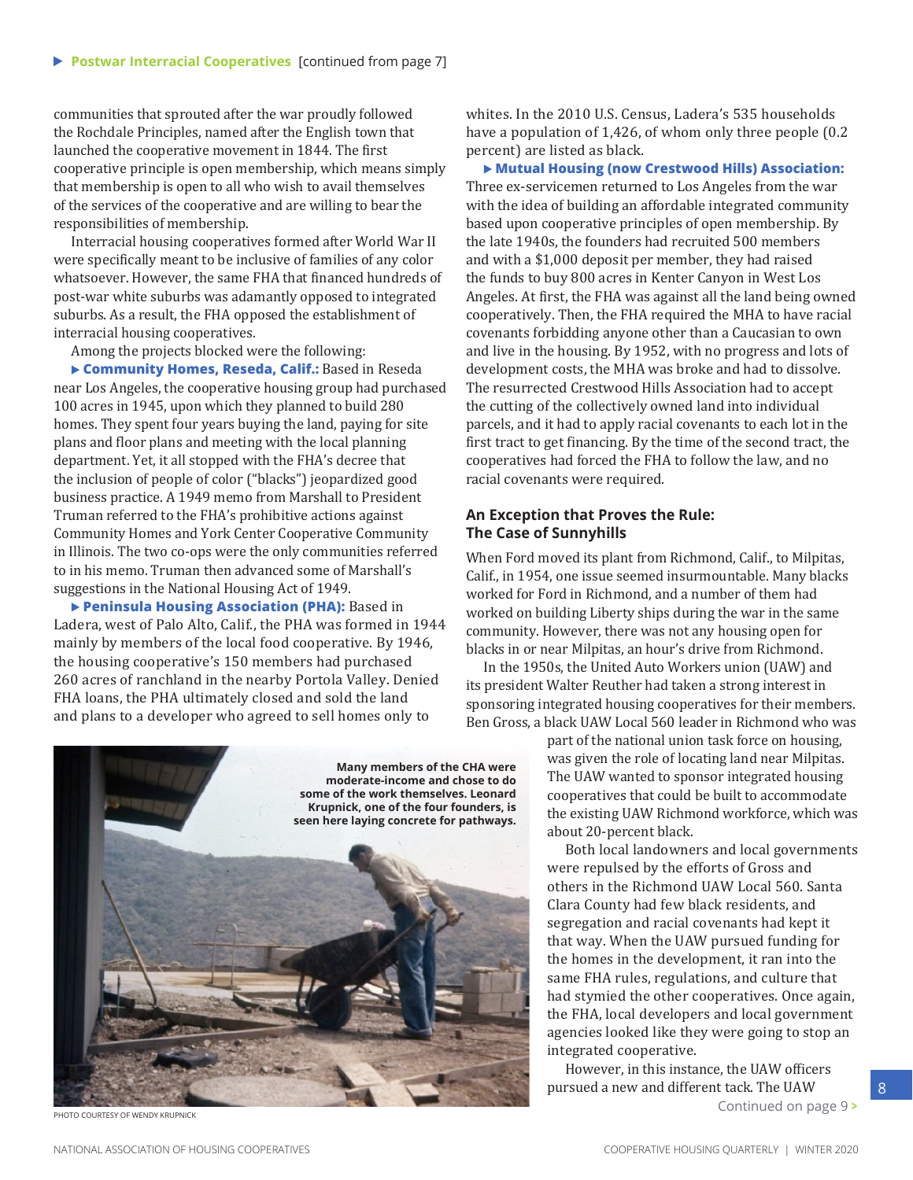▶ **Postwar Interracial Cooperatives** [continued from page 7]

communities that sprouted after the war proudly followed the Rochdale Principles, named after the English town that launched the cooperative movement in 1844. The first cooperative principle is open membership, which means simply that membership is open to all who wish to avail themselves of the services of the cooperative and are willing to bear the responsibilities of membership.

Interracial housing cooperatives formed after World War II were specifically meant to be inclusive of families of any color whatsoever. However, the same FHA that financed hundreds of post-war white suburbs was adamantly opposed to integrated suburbs. As a result, the FHA opposed the establishment of interracial housing cooperatives.

Among the projects blocked were the following:

▶ **Community Homes, Reseda, Calif.:** Based in Reseda near Los Angeles, the cooperative housing group had purchased 100 acres in 1945, upon which they planned to build 280 homes. They spent four years buying the land, paying for site plans and floor plans and meeting with the local planning department. Yet, it all stopped with the FHA's decree that the inclusion of people of color ("blacks") jeopardized good business practice. A 1949 memo from Marshall to President Truman referred to the FHA's prohibitive actions against Community Homes and York Center Cooperative Community in Illinois. The two co-ops were the only communities referred to in his memo. Truman then advanced some of Marshall's suggestions in the National Housing Act of 1949.

▶ **Peninsula Housing Association (PHA):** Based in Ladera, west of Palo Alto, Calif., the PHA was formed in 1944 mainly by members of the local food cooperative. By 1946, the housing cooperative's 150 members had purchased 260 acres of ranchland in the nearby Portola Valley. Denied FHA loans, the PHA ultimately closed and sold the land and plans to a developer who agreed to sell homes only to whites. In the 2010 U.S. Census, Ladera's 535 households have a population of 1,426, of whom only three people (0.2 percent) are listed as black.

▶ **Mutual Housing (now Crestwood Hills) Association:** Three ex-servicemen returned to Los Angeles from the war with the idea of building an affordable integrated community based upon cooperative principles of open membership. By the late 1940s, the founders had recruited 500 members and with a $1,000 deposit per member, they had raised the funds to buy 800 acres in Kenter Canyon in West Los Angeles. At first, the FHA was against all the land being owned cooperatively. Then, the FHA required the MHA to have racial covenants forbidding anyone other than a Caucasian to own and live in the housing. By 1952, with no progress and lots of development costs, the MHA was broke and had to dissolve. The resurrected Crestwood Hills Association had to accept the cutting of the collectively owned land into individual parcels, and it had to apply racial covenants to each lot in the first tract to get financing. By the time of the second tract, the cooperatives had forced the FHA to follow the law, and no racial covenants were required.

### An Exception that Proves the Rule: The Case of Sunnyhills

When Ford moved its plant from Richmond, Calif., to Milpitas, Calif., in 1954, one issue seemed insurmountable. Many blacks worked for Ford in Richmond, and a number of them had worked on building Liberty ships during the war in the same community. However, there was not any housing open for blacks in or near Milpitas, an hour's drive from Richmond.

In the 1950s, the United Auto Workers union (UAW) and its president Walter Reuther had taken a strong interest in sponsoring integrated housing cooperatives for their members. Ben Gross, a black UAW Local 560 leader in Richmond who was part of the national union task force on housing, was given the role of locating land near Milpitas. The UAW wanted to sponsor integrated housing cooperatives that could be built to accommodate the existing UAW Richmond workforce, which was about 20-percent black.

Both local landowners and local governments were repulsed by the efforts of Gross and others in the Richmond UAW Local 560. Santa Clara County had few black residents, and segregation and racial covenants had kept it that way. When the UAW pursued funding for the homes in the development, it ran into the same FHA rules, regulations, and culture that had stymied the other cooperatives. Once again, the FHA, local developers and local government agencies looked like they were going to stop an integrated cooperative.

However, in this instance, the UAW officers pursued a new and different tack. The UAW

Continued on page 9 >

**Many members of the CHA were moderate-income and chose to do some of the work themselves. Leonard Krupnick, one of the four founders, is seen here laying concrete for pathways.**

PHOTO COURTESY OF WENDY KRUPNICK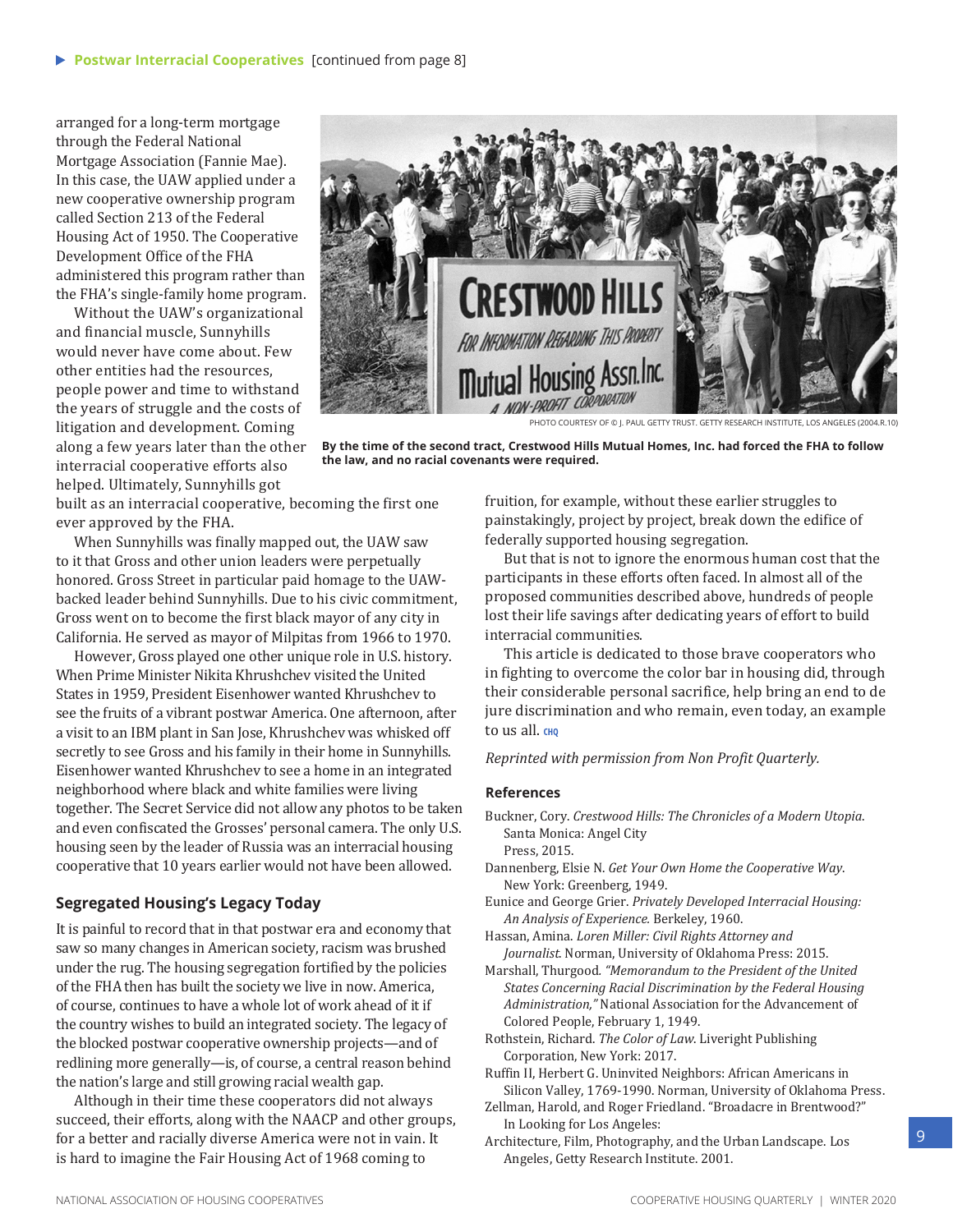▶ **Postwar Interracial Cooperatives** [continued from page 8]

arranged for a long-term mortgage through the Federal National Mortgage Association (Fannie Mae). In this case, the UAW applied under a new cooperative ownership program called Section 213 of the Federal Housing Act of 1950. The Cooperative Development Office of the FHA administered this program rather than the FHA's single-family home program.

Without the UAW's organizational and financial muscle, Sunnyhills would never have come about. Few other entities had the resources, people power and time to withstand the years of struggle and the costs of litigation and development. Coming along a few years later than the other interracial cooperative efforts also helped. Ultimately, Sunnyhills got built as an interracial cooperative, becoming the first one ever approved by the FHA.

PHOTO COURTESY OF © J. PAUL GETTY TRUST. GETTY RESEARCH INSTITUTE, LOS ANGELES (2004.R.10)

**By the time of the second tract, Crestwood Hills Mutual Homes, Inc. had forced the FHA to follow the law, and no racial covenants were required.**

When Sunnyhills was finally mapped out, the UAW saw to it that Gross and other union leaders were perpetually honored. Gross Street in particular paid homage to the UAW-backed leader behind Sunnyhills. Due to his civic commitment, Gross went on to become the first black mayor of any city in California. He served as mayor of Milpitas from 1966 to 1970.

However, Gross played one other unique role in U.S. history. When Prime Minister Nikita Khrushchev visited the United States in 1959, President Eisenhower wanted Khrushchev to see the fruits of a vibrant postwar America. One afternoon, after a visit to an IBM plant in San Jose, Khrushchev was whisked off secretly to see Gross and his family in their home in Sunnyhills. Eisenhower wanted Khrushchev to see a home in an integrated neighborhood where black and white families were living together. The Secret Service did not allow any photos to be taken and even confiscated the Grosses' personal camera. The only U.S. housing seen by the leader of Russia was an interracial housing cooperative that 10 years earlier would not have been allowed.

### Segregated Housing's Legacy Today

It is painful to record that in that postwar era and economy that saw so many changes in American society, racism was brushed under the rug. The housing segregation fortified by the policies of the FHA then has built the society we live in now. America, of course, continues to have a whole lot of work ahead of it if the country wishes to build an integrated society. The legacy of the blocked postwar cooperative ownership projects—and of redlining more generally—is, of course, a central reason behind the nation's large and still growing racial wealth gap.

Although in their time these cooperators did not always succeed, their efforts, along with the NAACP and other groups, for a better and racially diverse America were not in vain. It is hard to imagine the Fair Housing Act of 1968 coming to fruition, for example, without these earlier struggles to painstakingly, project by project, break down the edifice of federally supported housing segregation.

But that is not to ignore the enormous human cost that the participants in these efforts often faced. In almost all of the proposed communities described above, hundreds of people lost their life savings after dedicating years of effort to build interracial communities.

This article is dedicated to those brave cooperators who in fighting to overcome the color bar in housing did, through their considerable personal sacrifice, help bring an end to de jure discrimination and who remain, even today, an example to us all. CHQ

*Reprinted with permission from Non Profit Quarterly.*

### References

Buckner, Cory. *Crestwood Hills: The Chronicles of a Modern Utopia*. Santa Monica: Angel City Press, 2015.

Dannenberg, Elsie N. *Get Your Own Home the Cooperative Way*. New York: Greenberg, 1949.

Eunice and George Grier. *Privately Developed Interracial Housing: An Analysis of Experience.* Berkeley, 1960.

Hassan, Amina. *Loren Miller: Civil Rights Attorney and Journalist.* Norman, University of Oklahoma Press: 2015.

Marshall, Thurgood. *"Memorandum to the President of the United States Concerning Racial Discrimination by the Federal Housing Administration,"* National Association for the Advancement of Colored People, February 1, 1949.

Rothstein, Richard. *The Color of Law*. Liveright Publishing Corporation, New York: 2017.

Ruffin II, Herbert G. Uninvited Neighbors: African Americans in Silicon Valley, 1769-1990. Norman, University of Oklahoma Press.

Zellman, Harold, and Roger Friedland. "Broadacre in Brentwood?" In Looking for Los Angeles: Architecture, Film, Photography, and the Urban Landscape. Los Angeles, Getty Research Institute. 2001.